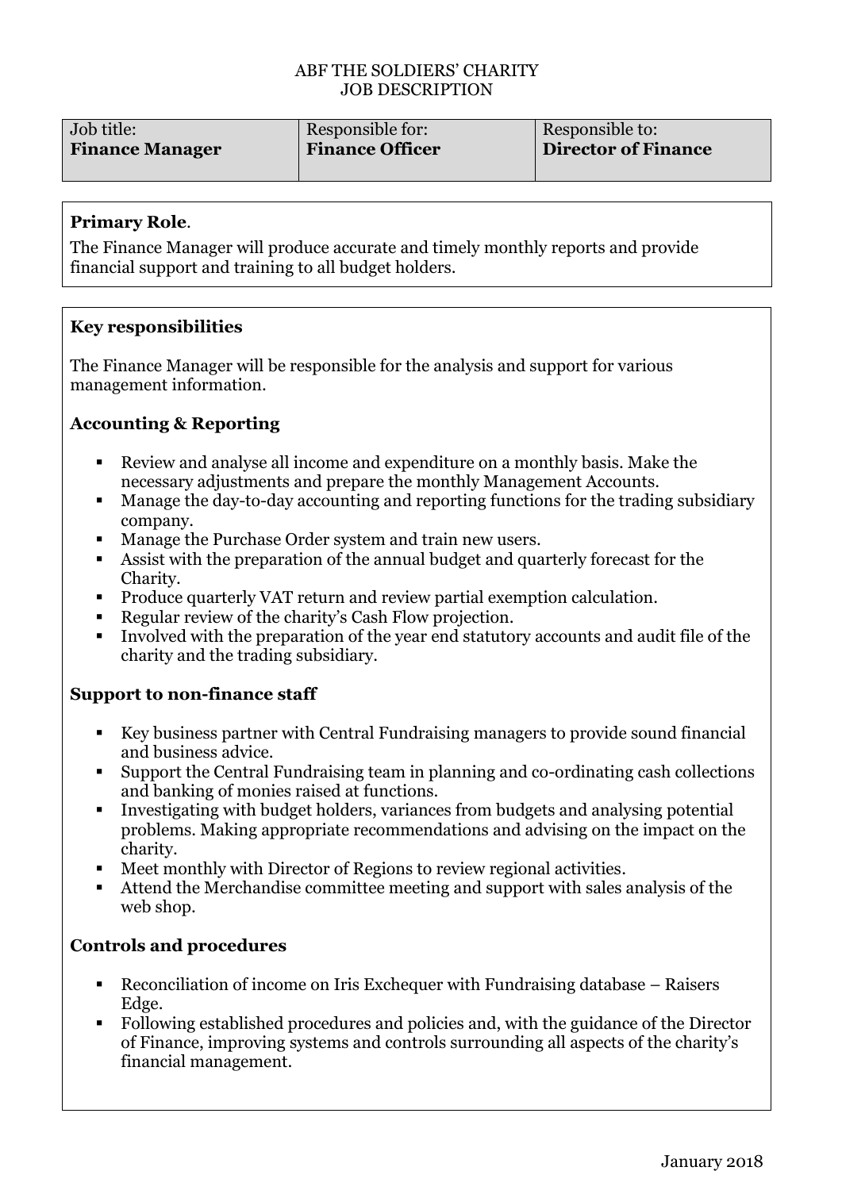ABF THE SOLDIERS' CHARITY
JOB DESCRIPTION

| Job title: | Responsible for: | Responsible to: |
|---|---|---|
| **Finance Manager** | **Finance Officer** | **Director of Finance** |

**Primary Role**.

The Finance Manager will produce accurate and timely monthly reports and provide financial support and training to all budget holders.

**Key responsibilities**

The Finance Manager will be responsible for the analysis and support for various management information.

**Accounting & Reporting**

- Review and analyse all income and expenditure on a monthly basis. Make the necessary adjustments and prepare the monthly Management Accounts.
- Manage the day-to-day accounting and reporting functions for the trading subsidiary company.
- Manage the Purchase Order system and train new users.
- Assist with the preparation of the annual budget and quarterly forecast for the Charity.
- Produce quarterly VAT return and review partial exemption calculation.
- Regular review of the charity's Cash Flow projection.
- Involved with the preparation of the year end statutory accounts and audit file of the charity and the trading subsidiary.

**Support to non-finance staff**

- Key business partner with Central Fundraising managers to provide sound financial and business advice.
- Support the Central Fundraising team in planning and co-ordinating cash collections and banking of monies raised at functions.
- Investigating with budget holders, variances from budgets and analysing potential problems. Making appropriate recommendations and advising on the impact on the charity.
- Meet monthly with Director of Regions to review regional activities.
- Attend the Merchandise committee meeting and support with sales analysis of the web shop.

**Controls and procedures**

- Reconciliation of income on Iris Exchequer with Fundraising database – Raisers Edge.
- Following established procedures and policies and, with the guidance of the Director of Finance, improving systems and controls surrounding all aspects of the charity's financial management.

January 2018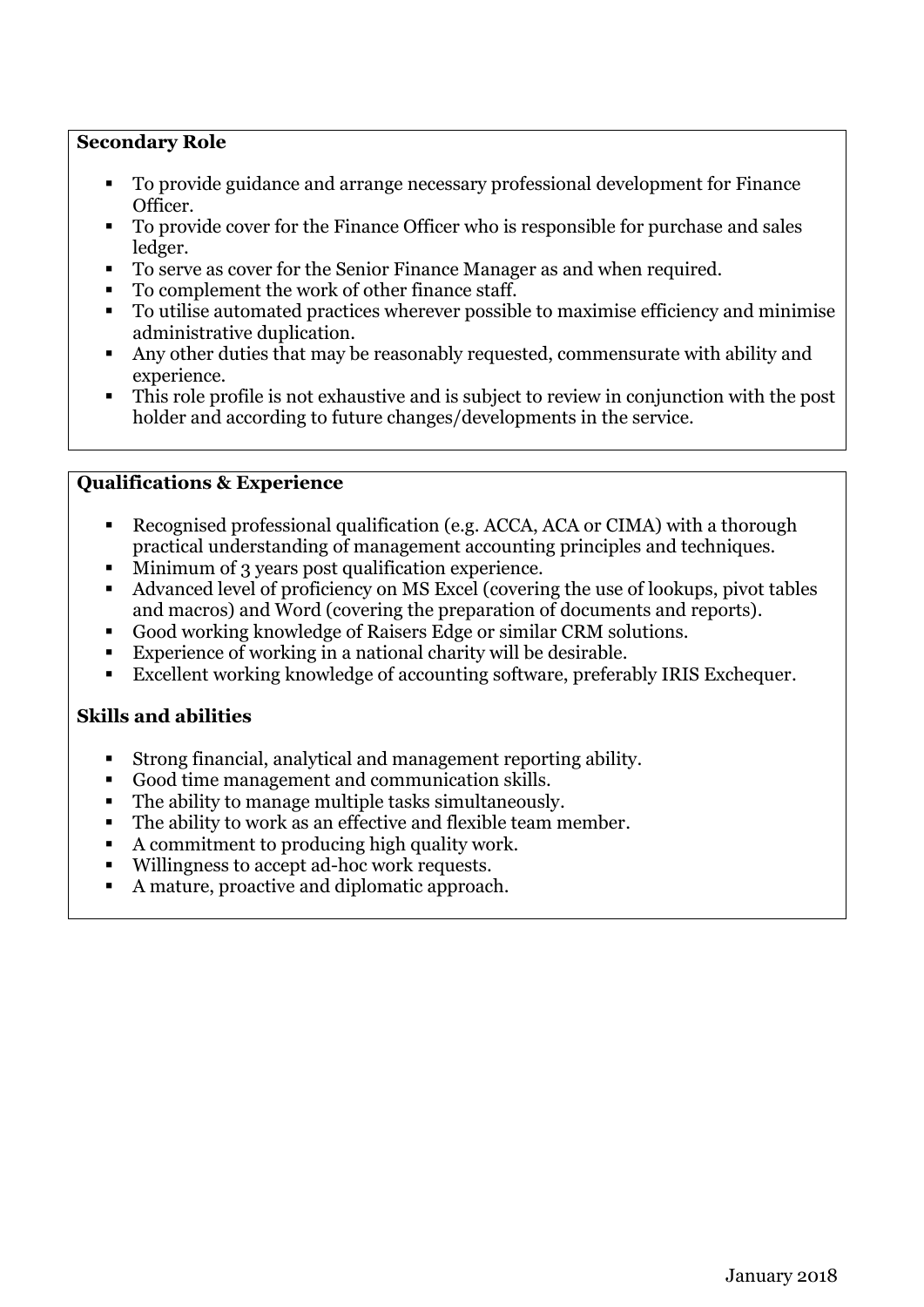**Secondary Role**

- To provide guidance and arrange necessary professional development for Finance Officer.
- To provide cover for the Finance Officer who is responsible for purchase and sales ledger.
- To serve as cover for the Senior Finance Manager as and when required.
- To complement the work of other finance staff.
- To utilise automated practices wherever possible to maximise efficiency and minimise administrative duplication.
- Any other duties that may be reasonably requested, commensurate with ability and experience.
- This role profile is not exhaustive and is subject to review in conjunction with the post holder and according to future changes/developments in the service.

**Qualifications & Experience**

- Recognised professional qualification (e.g. ACCA, ACA or CIMA) with a thorough practical understanding of management accounting principles and techniques.
- Minimum of 3 years post qualification experience.
- Advanced level of proficiency on MS Excel (covering the use of lookups, pivot tables and macros) and Word (covering the preparation of documents and reports).
- Good working knowledge of Raisers Edge or similar CRM solutions.
- Experience of working in a national charity will be desirable.
- Excellent working knowledge of accounting software, preferably IRIS Exchequer.

**Skills and abilities**

- Strong financial, analytical and management reporting ability.
- Good time management and communication skills.
- The ability to manage multiple tasks simultaneously.
- The ability to work as an effective and flexible team member.
- A commitment to producing high quality work.
- Willingness to accept ad-hoc work requests.
- A mature, proactive and diplomatic approach.

January 2018